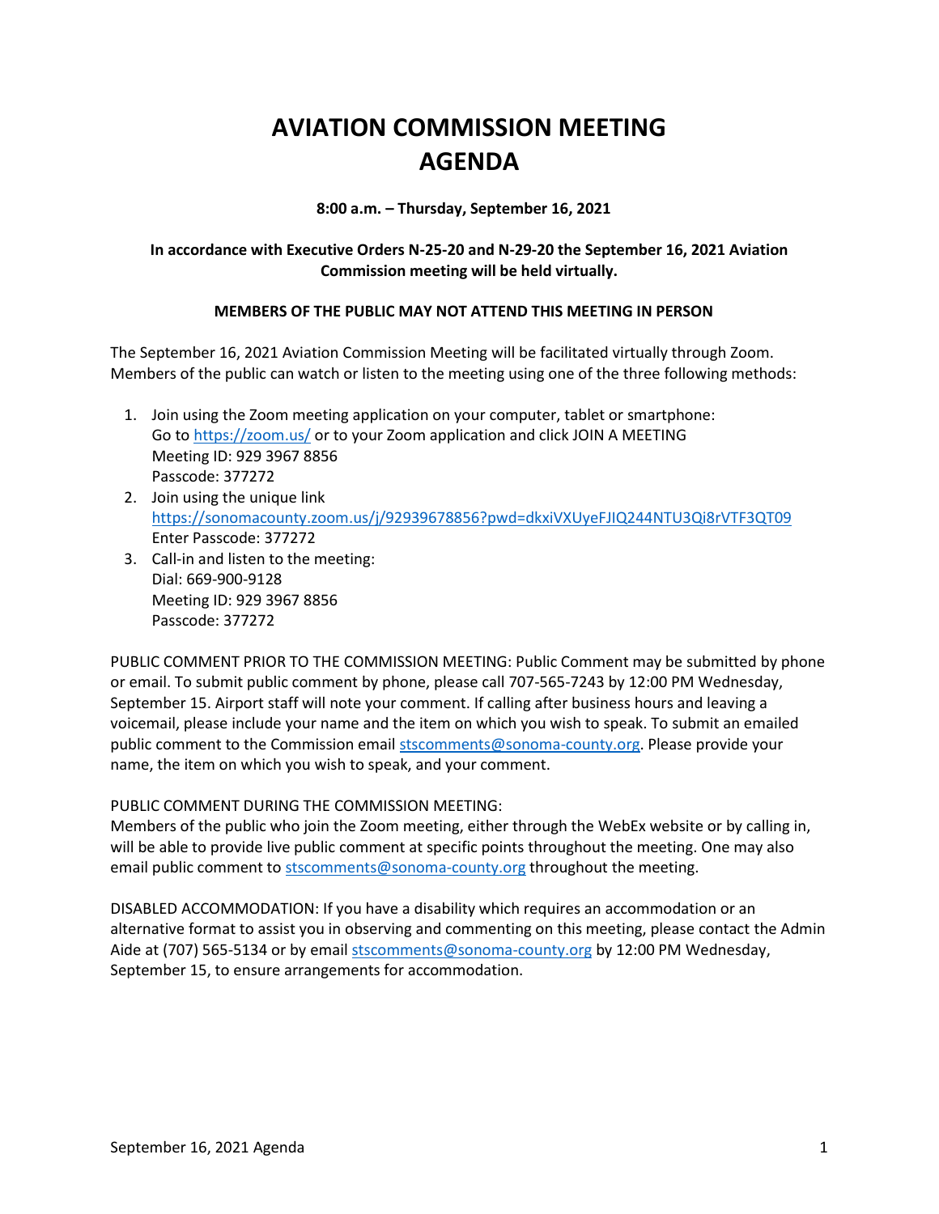# AVIATION COMMISSION MEETING AGENDA

**8:00 a.m. – Thursday, September 16, 2021**

**In accordance with Executive Orders N-25-20 and N-29-20 the September 16, 2021 Aviation Commission meeting will be held virtually.**

**MEMBERS OF THE PUBLIC MAY NOT ATTEND THIS MEETING IN PERSON**

The September 16, 2021 Aviation Commission Meeting will be facilitated virtually through Zoom. Members of the public can watch or listen to the meeting using one of the three following methods:

1. Join using the Zoom meeting application on your computer, tablet or smartphone:
   Go to https://zoom.us/ or to your Zoom application and click JOIN A MEETING
   Meeting ID: 929 3967 8856
   Passcode: 377272
2. Join using the unique link
   https://sonomacounty.zoom.us/j/92939678856?pwd=dkxiVXUyeFJIQ244NTU3Qi8rVTF3QT09
   Enter Passcode: 377272
3. Call-in and listen to the meeting:
   Dial: 669-900-9128
   Meeting ID: 929 3967 8856
   Passcode: 377272

PUBLIC COMMENT PRIOR TO THE COMMISSION MEETING: Public Comment may be submitted by phone or email. To submit public comment by phone, please call 707-565-7243 by 12:00 PM Wednesday, September 15. Airport staff will note your comment. If calling after business hours and leaving a voicemail, please include your name and the item on which you wish to speak. To submit an emailed public comment to the Commission email stscomments@sonoma-county.org. Please provide your name, the item on which you wish to speak, and your comment.

PUBLIC COMMENT DURING THE COMMISSION MEETING:
Members of the public who join the Zoom meeting, either through the WebEx website or by calling in, will be able to provide live public comment at specific points throughout the meeting. One may also email public comment to stscomments@sonoma-county.org throughout the meeting.

DISABLED ACCOMMODATION: If you have a disability which requires an accommodation or an alternative format to assist you in observing and commenting on this meeting, please contact the Admin Aide at (707) 565-5134 or by email stscomments@sonoma-county.org by 12:00 PM Wednesday, September 15, to ensure arrangements for accommodation.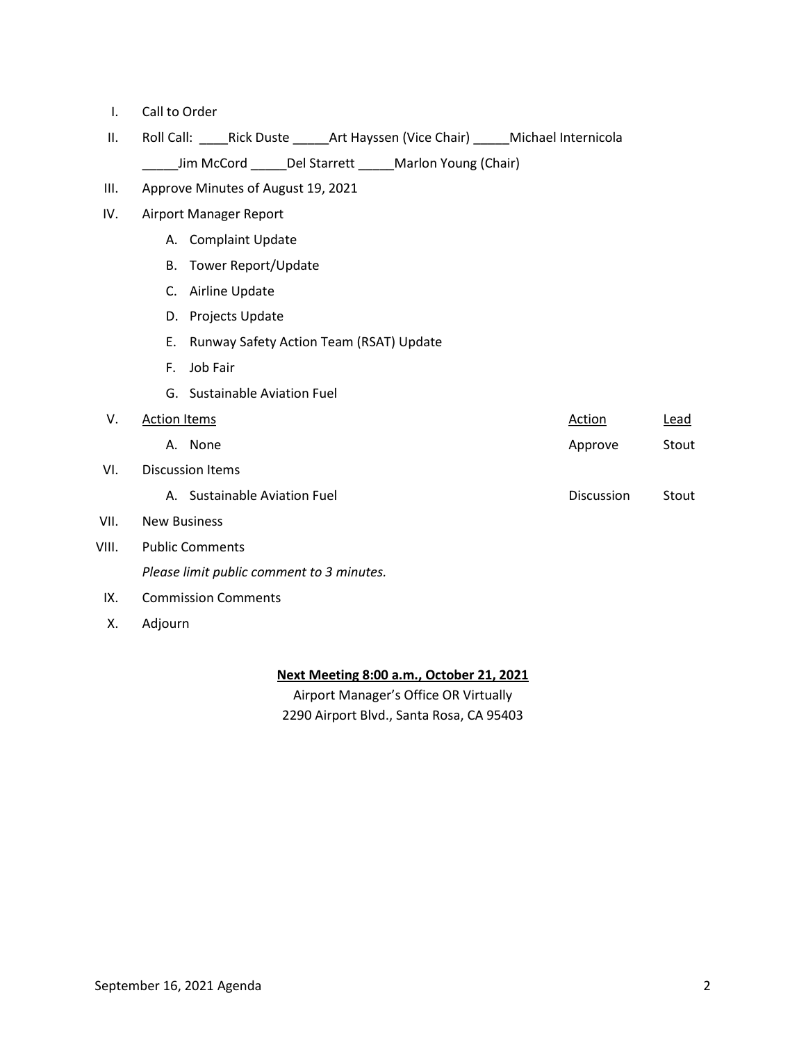I. Call to Order

II. Roll Call: ____Rick Duste _____Art Hayssen (Vice Chair) _____Michael Internicola
_____Jim McCord _____Del Starrett _____Marlon Young (Chair)

III. Approve Minutes of August 19, 2021

IV. Airport Manager Report

  A. Complaint Update
  B. Tower Report/Update
  C. Airline Update
  D. Projects Update
  E. Runway Safety Action Team (RSAT) Update
  F. Job Fair
  G. Sustainable Aviation Fuel

| | | | |
|---|---|---|---|
| V. | Action Items | Action | Lead |
| | A. None | Approve | Stout |
| VI. | Discussion Items | | |
| | A. Sustainable Aviation Fuel | Discussion | Stout |

VII. New Business

VIII. Public Comments

*Please limit public comment to 3 minutes.*

IX. Commission Comments

X. Adjourn

**Next Meeting 8:00 a.m., October 21, 2021**

Airport Manager's Office OR Virtually
2290 Airport Blvd., Santa Rosa, CA 95403